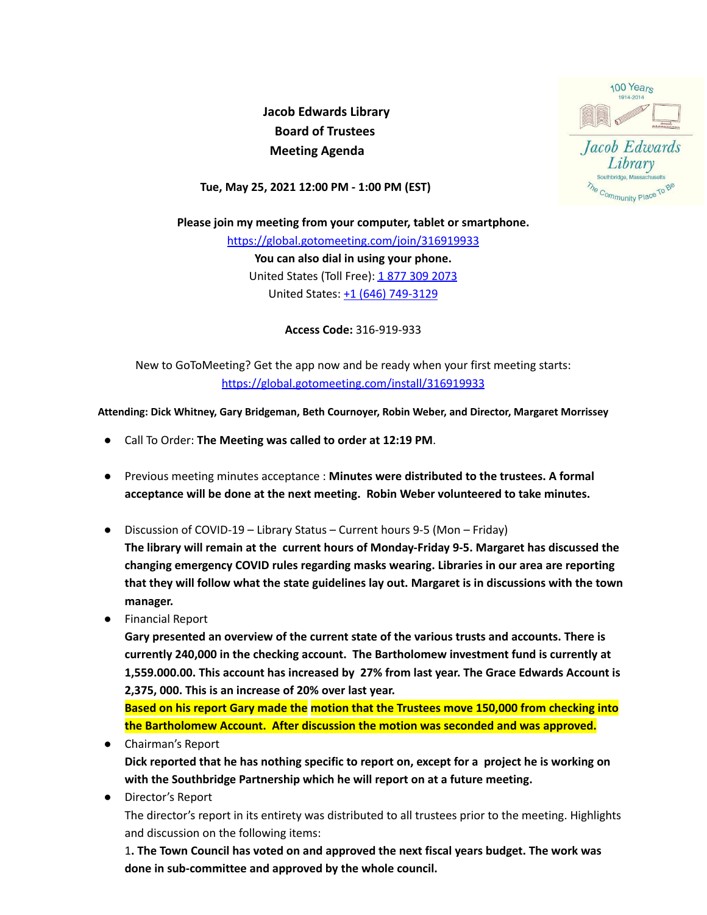**Jacob Edwards Library**
**Board of Trustees**
**Meeting Agenda**

**Tue, May 25, 2021 12:00 PM - 1:00 PM (EST)**

**Please join my meeting from your computer, tablet or smartphone.**
https://global.gotomeeting.com/join/316919933
**You can also dial in using your phone.**
United States (Toll Free): 1 877 309 2073
United States: +1 (646) 749-3129

**Access Code:** 316-919-933

New to GoToMeeting? Get the app now and be ready when your first meeting starts:
https://global.gotomeeting.com/install/316919933

**Attending: Dick Whitney, Gary Bridgeman, Beth Cournoyer, Robin Weber, and Director, Margaret Morrissey**

- Call To Order: **The Meeting was called to order at 12:19 PM**.
- Previous meeting minutes acceptance : **Minutes were distributed to the trustees. A formal acceptance will be done at the next meeting. Robin Weber volunteered to take minutes.**
- Discussion of COVID-19 – Library Status – Current hours 9-5 (Mon – Friday)
  **The library will remain at the current hours of Monday-Friday 9-5. Margaret has discussed the changing emergency COVID rules regarding masks wearing. Libraries in our area are reporting that they will follow what the state guidelines lay out. Margaret is in discussions with the town manager.**
- Financial Report
  **Gary presented an overview of the current state of the various trusts and accounts. There is currently 240,000 in the checking account. The Bartholomew investment fund is currently at 1,559.000.00. This account has increased by 27% from last year. The Grace Edwards Account is 2,375, 000. This is an increase of 20% over last year.**
  **Based on his report Gary made the motion that the Trustees move 150,000 from checking into the Bartholomew Account. After discussion the motion was seconded and was approved.**
- Chairman's Report
  **Dick reported that he has nothing specific to report on, except for a project he is working on with the Southbridge Partnership which he will report on at a future meeting.**
- Director's Report
  The director's report in its entirety was distributed to all trustees prior to the meeting. Highlights and discussion on the following items:
  1. **The Town Council has voted on and approved the next fiscal years budget. The work was done in sub-committee and approved by the whole council.**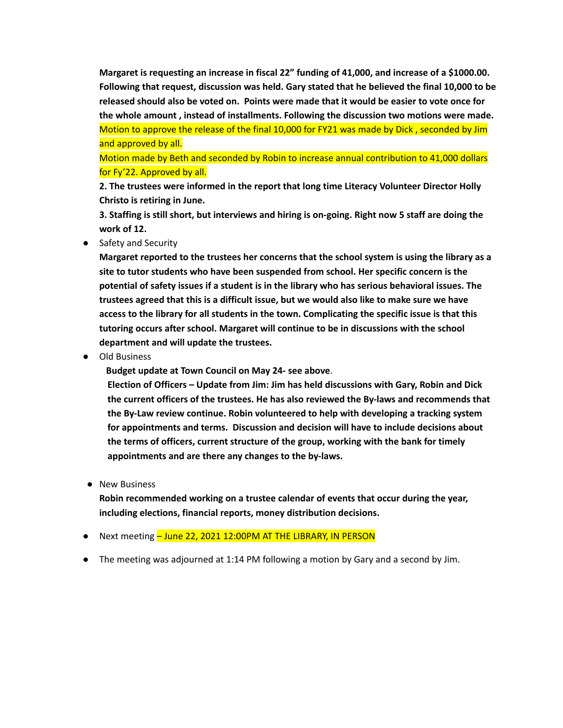**Margaret is requesting an increase in fiscal 22" funding of 41,000, and increase of a $1000.00. Following that request, discussion was held. Gary stated that he believed the final 10,000 to be released should also be voted on. Points were made that it would be easier to vote once for the whole amount , instead of installments. Following the discussion two motions were made.**

Motion to approve the release of the final 10,000 for FY21 was made by Dick , seconded by Jim and approved by all.

Motion made by Beth and seconded by Robin to increase annual contribution to 41,000 dollars for Fy'22. Approved by all.

**2. The trustees were informed in the report that long time Literacy Volunteer Director Holly Christo is retiring in June.**

**3. Staffing is still short, but interviews and hiring is on-going. Right now 5 staff are doing the work of 12.**

- Safety and Security

  **Margaret reported to the trustees her concerns that the school system is using the library as a site to tutor students who have been suspended from school. Her specific concern is the potential of safety issues if a student is in the library who has serious behavioral issues. The trustees agreed that this is a difficult issue, but we would also like to make sure we have access to the library for all students in the town. Complicating the specific issue is that this tutoring occurs after school. Margaret will continue to be in discussions with the school department and will update the trustees.**

- Old Business

  **Budget update at Town Council on May 24- see above**.

  **Election of Officers – Update from Jim: Jim has held discussions with Gary, Robin and Dick the current officers of the trustees. He has also reviewed the By-laws and recommends that the By-Law review continue. Robin volunteered to help with developing a tracking system for appointments and terms. Discussion and decision will have to include decisions about the terms of officers, current structure of the group, working with the bank for timely appointments and are there any changes to the by-laws.**

- New Business

  **Robin recommended working on a trustee calendar of events that occur during the year, including elections, financial reports, money distribution decisions.**

- Next meeting – June 22, 2021 12:00PM AT THE LIBRARY, IN PERSON

- The meeting was adjourned at 1:14 PM following a motion by Gary and a second by Jim.